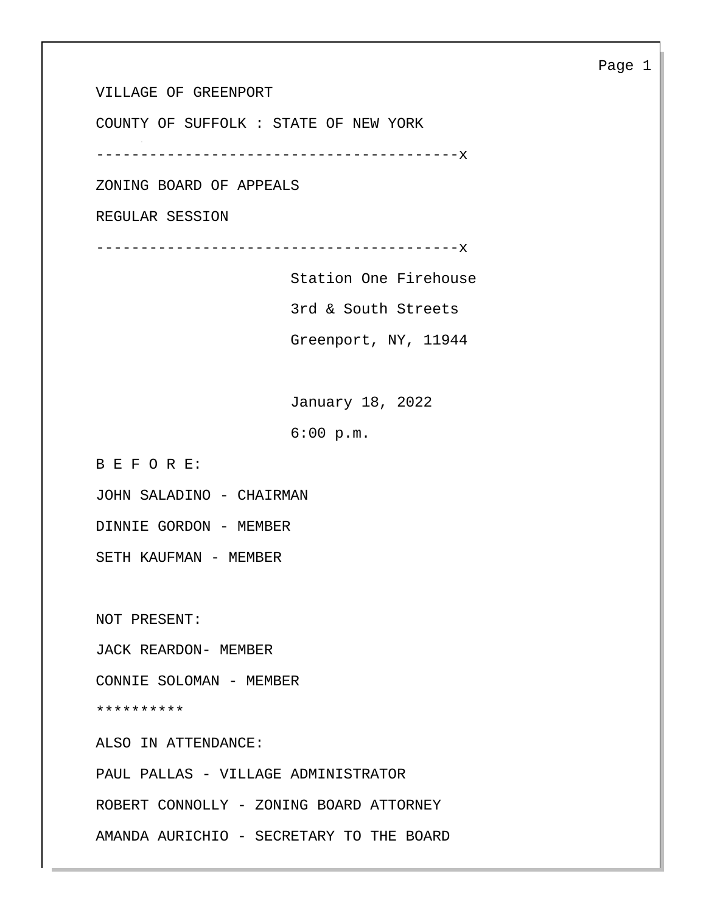VILLAGE OF GREENPORT

COUNTY OF SUFFOLK : STATE OF NEW YORK

----------------------------------------x

ZONING BOARD OF APPEALS

REGULAR SESSION

----------------------------------------x

Station One Firehouse

3rd & South Streets

Greenport, NY, 11944

January 18, 2022

6:00 p.m.

B E F O R E:

JOHN SALADINO - CHAIRMAN

DINNIE GORDON - MEMBER

SETH KAUFMAN - MEMBER

NOT PRESENT:

JACK REARDON- MEMBER

CONNIE SOLOMAN - MEMBER

**********

ALSO IN ATTENDANCE:

PAUL PALLAS - VILLAGE ADMINISTRATOR

ROBERT CONNOLLY - ZONING BOARD ATTORNEY

AMANDA AURICHIO - SECRETARY TO THE BOARD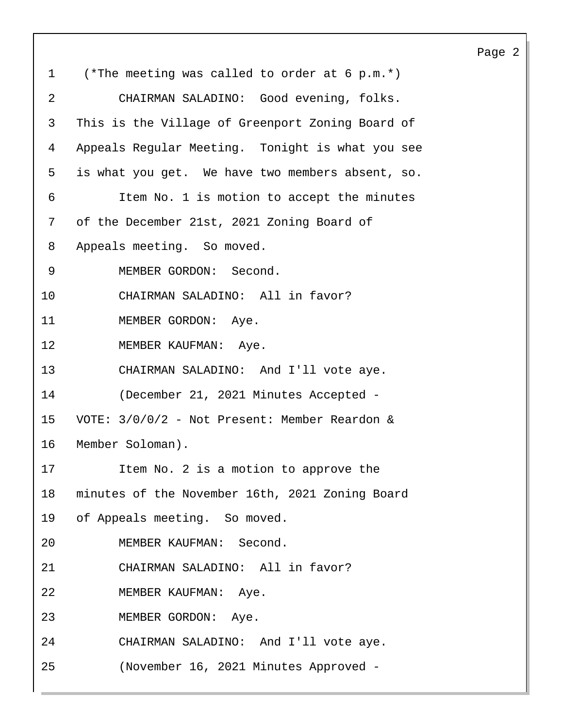(*The meeting was called to order at 6 p.m.*)

CHAIRMAN SALADINO: Good evening, folks. This is the Village of Greenport Zoning Board of Appeals Regular Meeting. Tonight is what you see is what you get. We have two members absent, so.

Item No. 1 is motion to accept the minutes of the December 21st, 2021 Zoning Board of Appeals meeting. So moved.

MEMBER GORDON: Second.

CHAIRMAN SALADINO: All in favor?

MEMBER GORDON: Aye.

MEMBER KAUFMAN: Aye.

CHAIRMAN SALADINO: And I'll vote aye.

(December 21, 2021 Minutes Accepted - VOTE: 3/0/0/2 - Not Present: Member Reardon & Member Soloman).

Item No. 2 is a motion to approve the minutes of the November 16th, 2021 Zoning Board of Appeals meeting. So moved.

MEMBER KAUFMAN: Second.

CHAIRMAN SALADINO: All in favor?

MEMBER KAUFMAN: Aye.

MEMBER GORDON: Aye.

CHAIRMAN SALADINO: And I'll vote aye.

(November 16, 2021 Minutes Approved -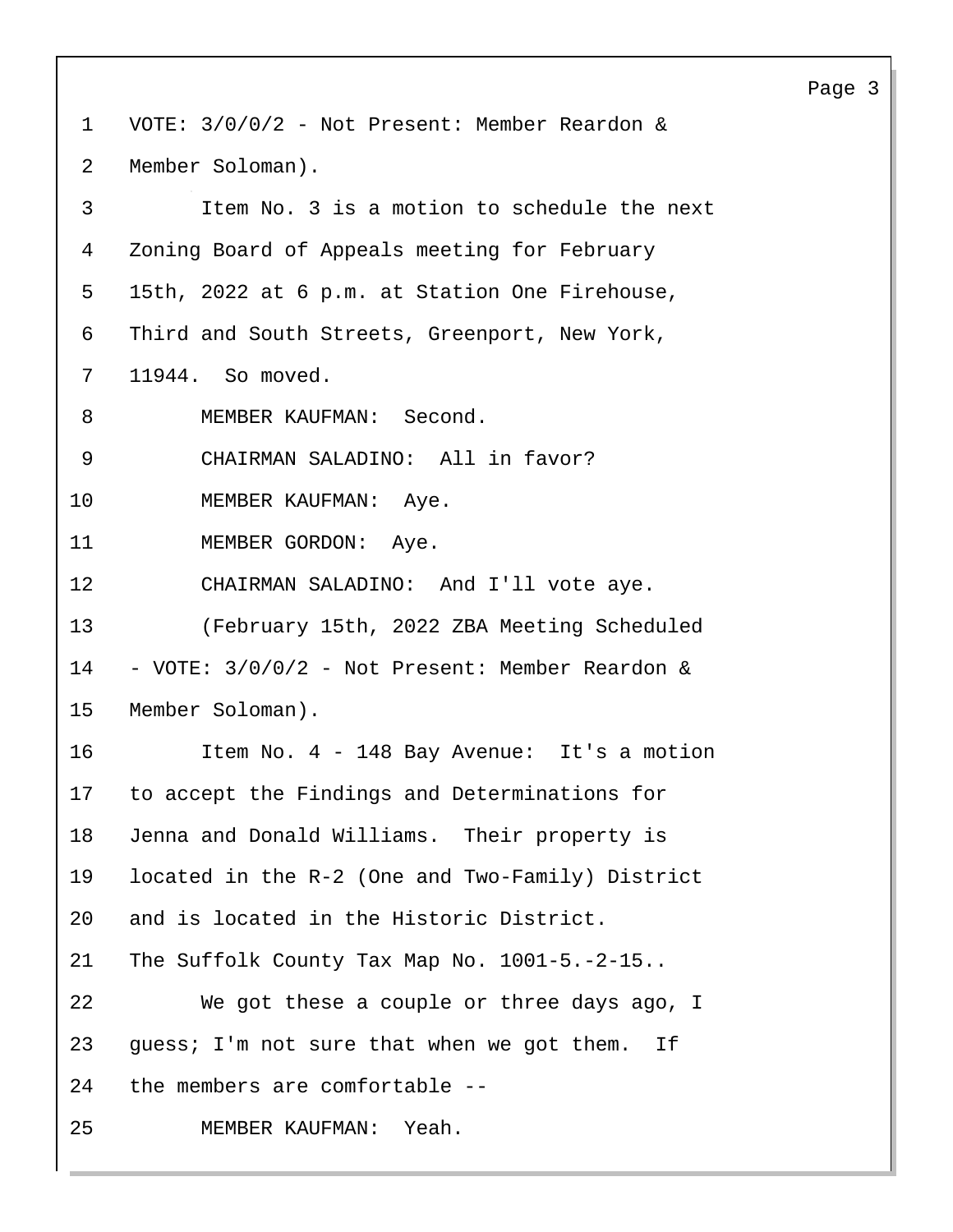VOTE: 3/0/0/2 - Not Present: Member Reardon & Member Soloman).

Item No. 3 is a motion to schedule the next Zoning Board of Appeals meeting for February 15th, 2022 at 6 p.m. at Station One Firehouse, Third and South Streets, Greenport, New York, 11944. So moved.

MEMBER KAUFMAN: Second.

CHAIRMAN SALADINO: All in favor?

MEMBER KAUFMAN: Aye.

MEMBER GORDON: Aye.

CHAIRMAN SALADINO: And I'll vote aye.

(February 15th, 2022 ZBA Meeting Scheduled - VOTE: 3/0/0/2 - Not Present: Member Reardon & Member Soloman).

Item No. 4 - 148 Bay Avenue: It's a motion to accept the Findings and Determinations for Jenna and Donald Williams. Their property is located in the R-2 (One and Two-Family) District and is located in the Historic District. The Suffolk County Tax Map No. 1001-5.-2-15..

We got these a couple or three days ago, I guess; I'm not sure that when we got them. If the members are comfortable --

MEMBER KAUFMAN: Yeah.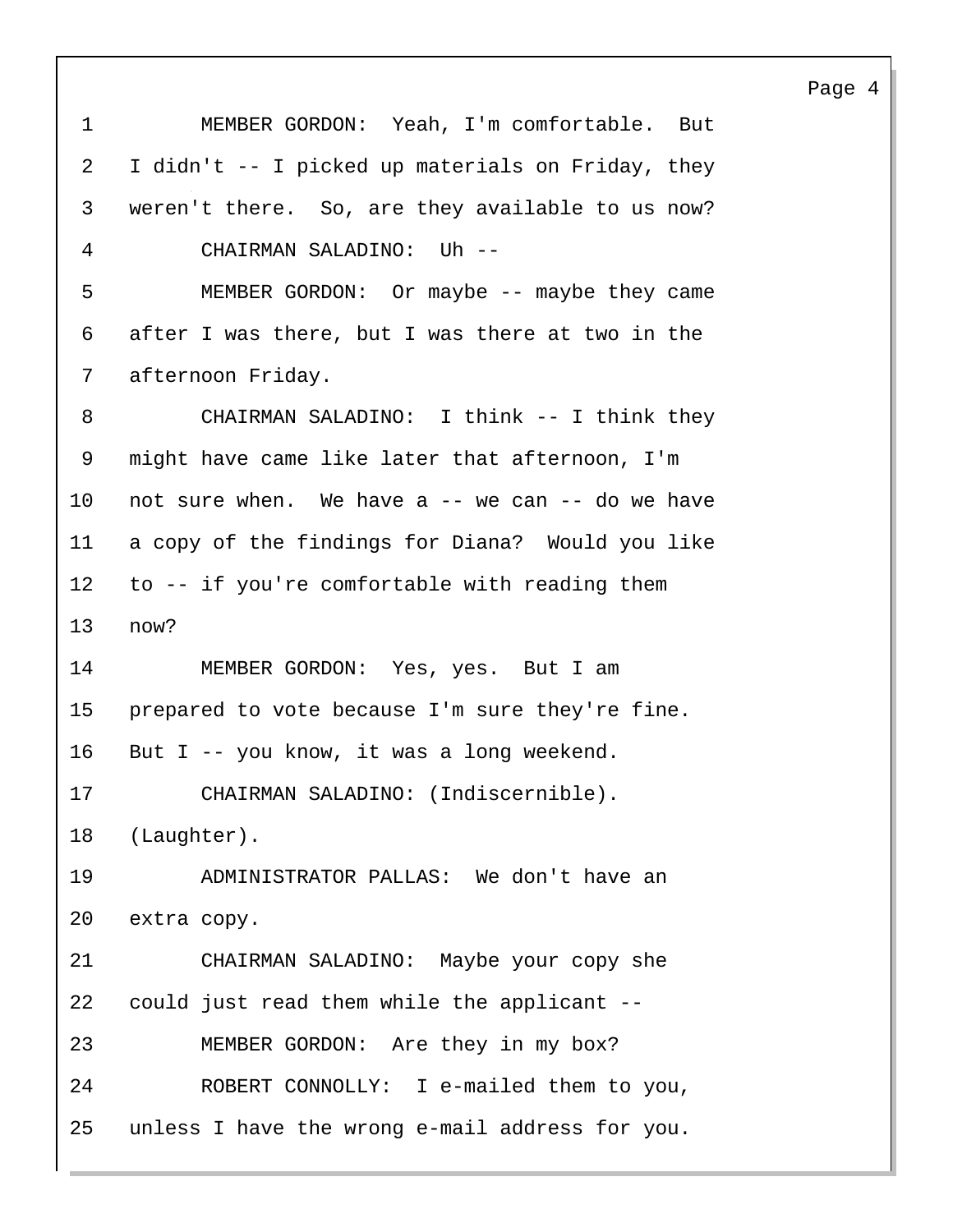1 MEMBER GORDON: Yeah, I'm comfortable. But
2 I didn't -- I picked up materials on Friday, they
3 weren't there. So, are they available to us now?
4 CHAIRMAN SALADINO: Uh --
5 MEMBER GORDON: Or maybe -- maybe they came
6 after I was there, but I was there at two in the
7 afternoon Friday.
8 CHAIRMAN SALADINO: I think -- I think they
9 might have came like later that afternoon, I'm
10 not sure when. We have a -- we can -- do we have
11 a copy of the findings for Diana? Would you like
12 to -- if you're comfortable with reading them
13 now?
14 MEMBER GORDON: Yes, yes. But I am
15 prepared to vote because I'm sure they're fine.
16 But I -- you know, it was a long weekend.
17 CHAIRMAN SALADINO: (Indiscernible).
18 (Laughter).
19 ADMINISTRATOR PALLAS: We don't have an
20 extra copy.
21 CHAIRMAN SALADINO: Maybe your copy she
22 could just read them while the applicant --
23 MEMBER GORDON: Are they in my box?
24 ROBERT CONNOLLY: I e-mailed them to you,
25 unless I have the wrong e-mail address for you.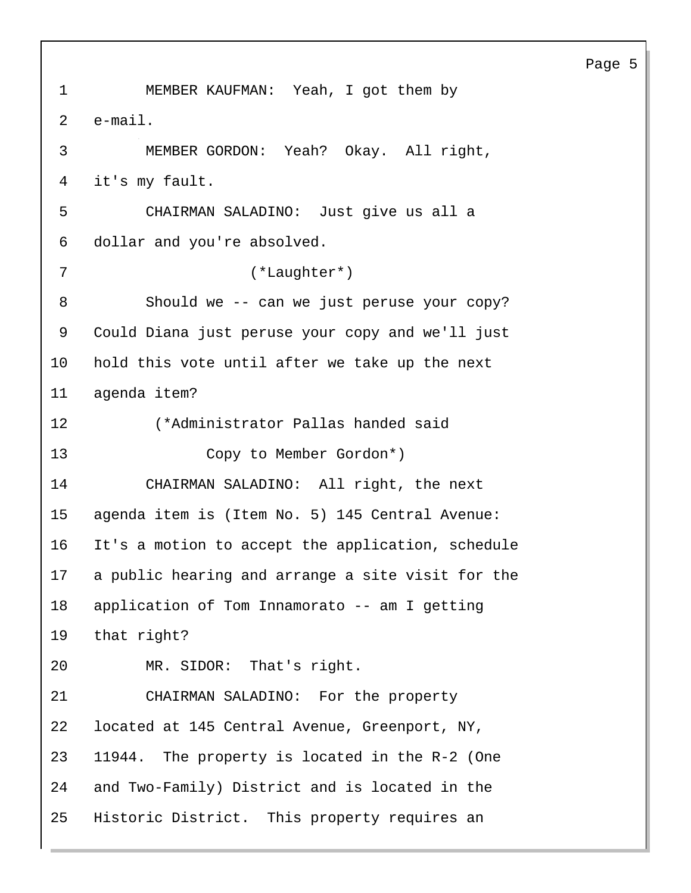1 MEMBER KAUFMAN: Yeah, I got them by
2 e-mail.
3 MEMBER GORDON: Yeah? Okay. All right,
4 it's my fault.
5 CHAIRMAN SALADINO: Just give us all a
6 dollar and you're absolved.
7 (*Laughter*)
8 Should we -- can we just peruse your copy?
9 Could Diana just peruse your copy and we'll just
10 hold this vote until after we take up the next
11 agenda item?
12 (*Administrator Pallas handed said
13 Copy to Member Gordon*)
14 CHAIRMAN SALADINO: All right, the next
15 agenda item is (Item No. 5) 145 Central Avenue:
16 It's a motion to accept the application, schedule
17 a public hearing and arrange a site visit for the
18 application of Tom Innamorato -- am I getting
19 that right?
20 MR. SIDOR: That's right.
21 CHAIRMAN SALADINO: For the property
22 located at 145 Central Avenue, Greenport, NY,
23 11944. The property is located in the R-2 (One
24 and Two-Family) District and is located in the
25 Historic District. This property requires an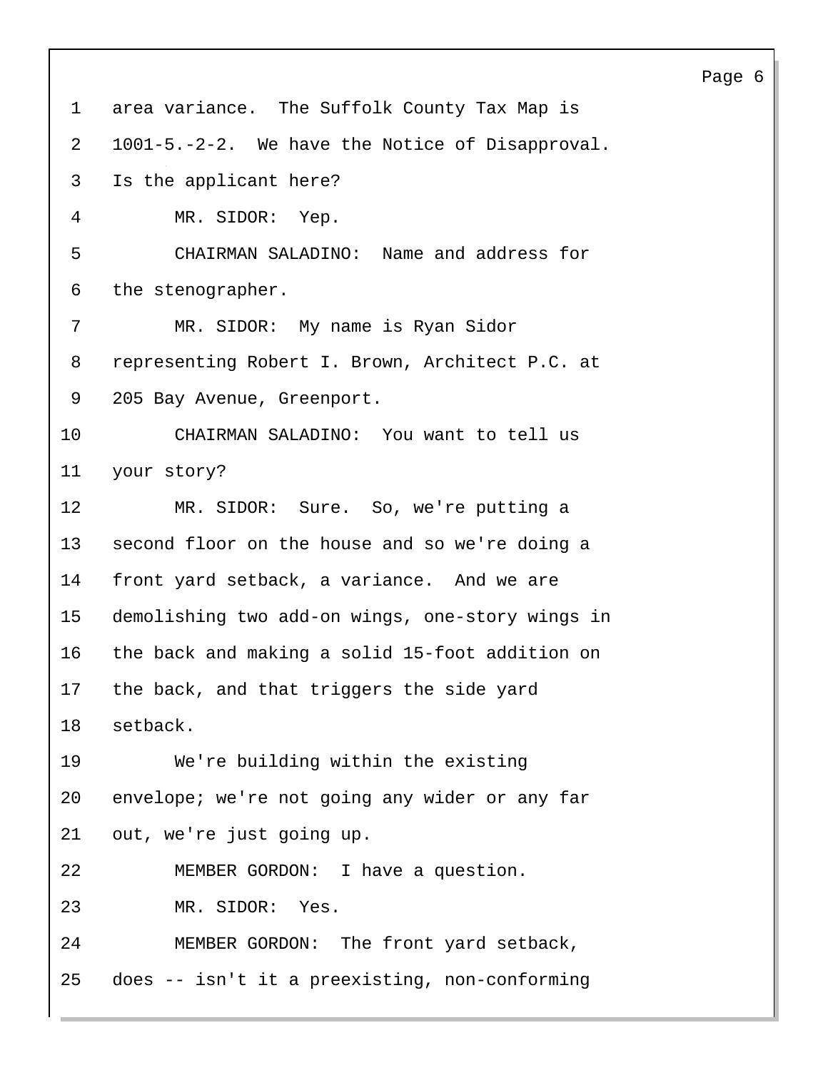area variance. The Suffolk County Tax Map is 1001-5.-2-2. We have the Notice of Disapproval. Is the applicant here?

MR. SIDOR: Yep.

CHAIRMAN SALADINO: Name and address for the stenographer.

MR. SIDOR: My name is Ryan Sidor representing Robert I. Brown, Architect P.C. at 205 Bay Avenue, Greenport.

CHAIRMAN SALADINO: You want to tell us your story?

MR. SIDOR: Sure. So, we're putting a second floor on the house and so we're doing a front yard setback, a variance. And we are demolishing two add-on wings, one-story wings in the back and making a solid 15-foot addition on the back, and that triggers the side yard setback.

We're building within the existing envelope; we're not going any wider or any far out, we're just going up.

MEMBER GORDON: I have a question.

MR. SIDOR: Yes.

MEMBER GORDON: The front yard setback, does -- isn't it a preexisting, non-conforming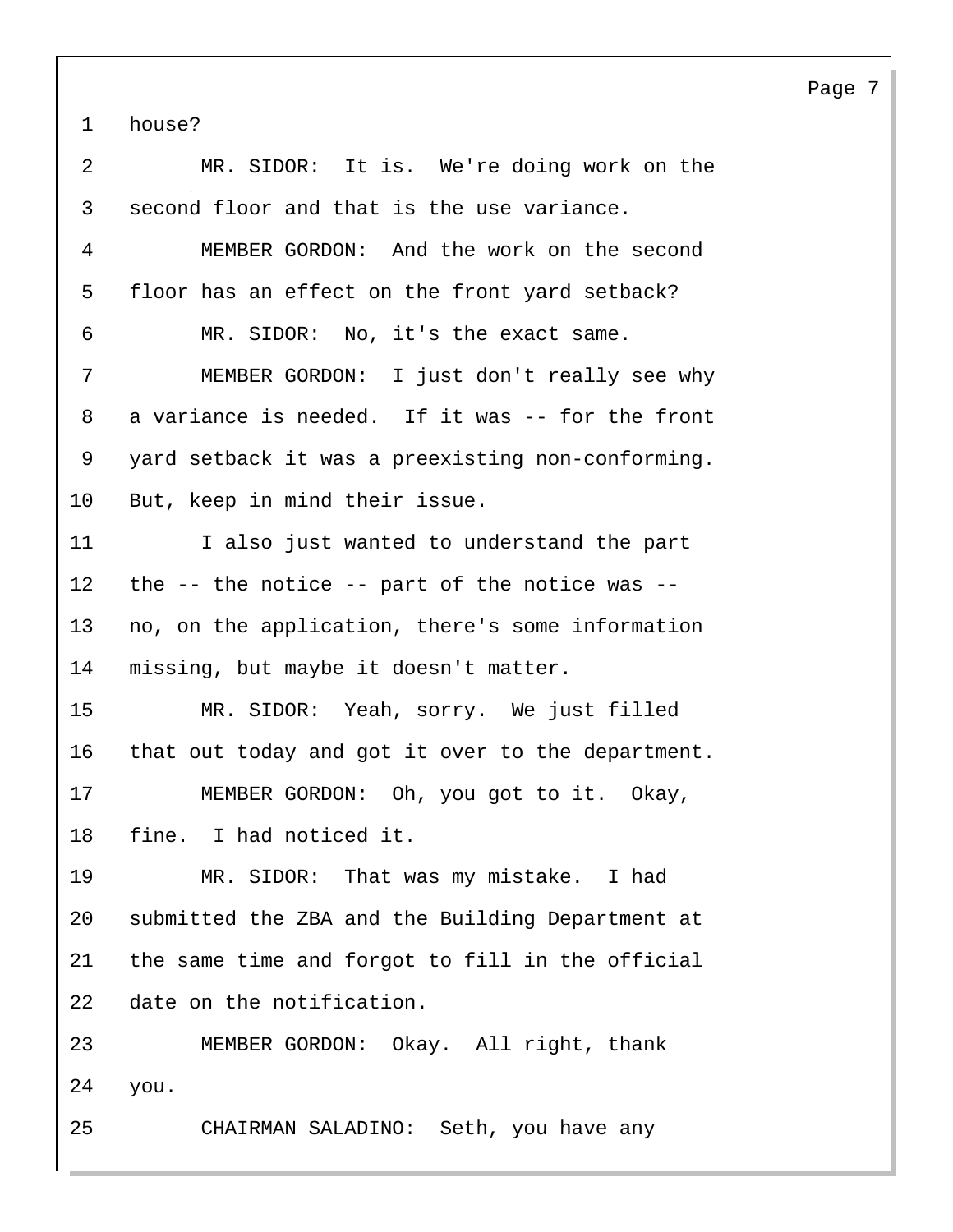house?

MR. SIDOR: It is. We're doing work on the second floor and that is the use variance.

MEMBER GORDON: And the work on the second floor has an effect on the front yard setback?

MR. SIDOR: No, it's the exact same.

MEMBER GORDON: I just don't really see why a variance is needed. If it was -- for the front yard setback it was a preexisting non-conforming. But, keep in mind their issue.

I also just wanted to understand the part the -- the notice -- part of the notice was -- no, on the application, there's some information missing, but maybe it doesn't matter.

MR. SIDOR: Yeah, sorry. We just filled that out today and got it over to the department.

MEMBER GORDON: Oh, you got to it. Okay, fine. I had noticed it.

MR. SIDOR: That was my mistake. I had submitted the ZBA and the Building Department at the same time and forgot to fill in the official date on the notification.

MEMBER GORDON: Okay. All right, thank you.

CHAIRMAN SALADINO: Seth, you have any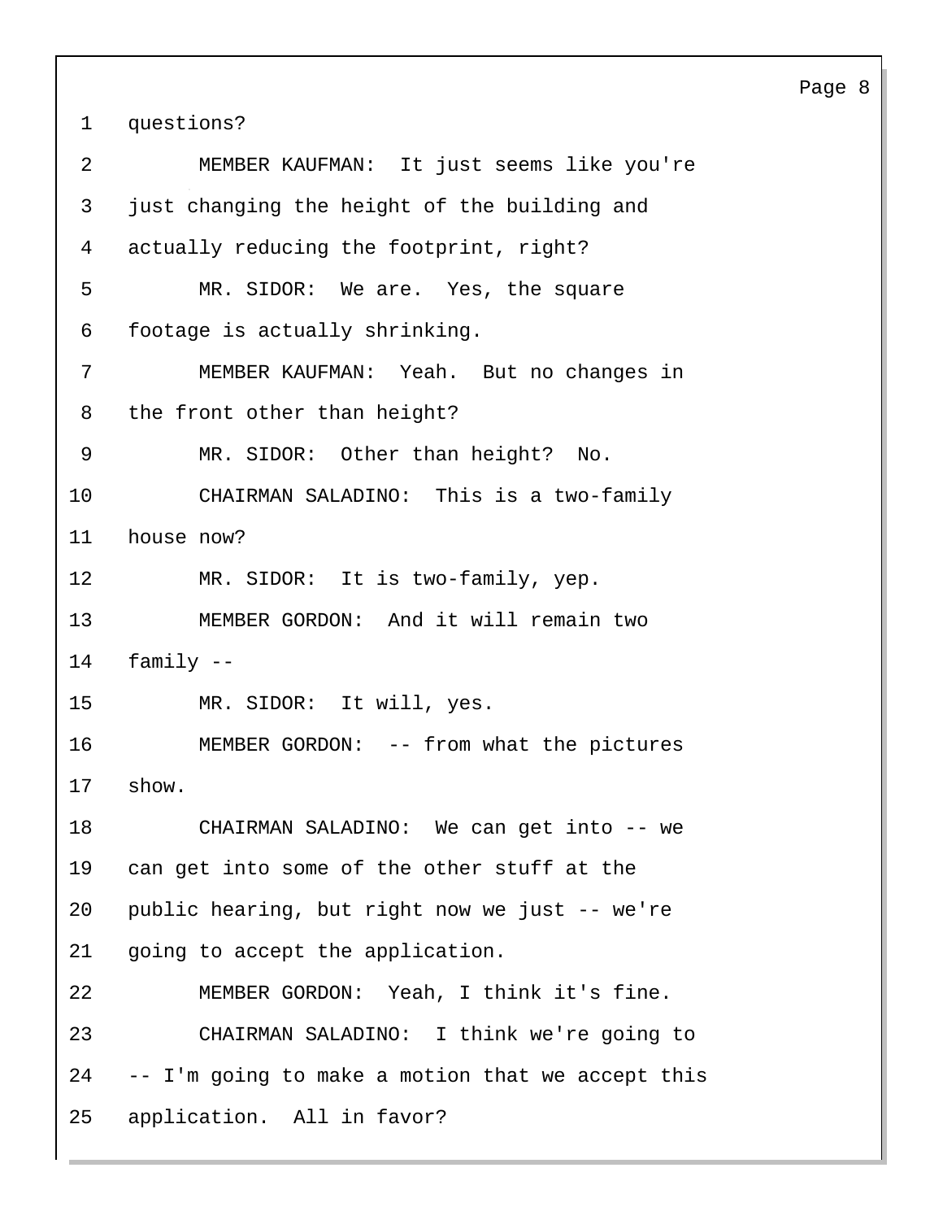questions?

MEMBER KAUFMAN: It just seems like you're just changing the height of the building and actually reducing the footprint, right?

MR. SIDOR: We are. Yes, the square footage is actually shrinking.

MEMBER KAUFMAN: Yeah. But no changes in the front other than height?

MR. SIDOR: Other than height? No.

CHAIRMAN SALADINO: This is a two-family house now?

MR. SIDOR: It is two-family, yep.

MEMBER GORDON: And it will remain two family --

MR. SIDOR: It will, yes.

MEMBER GORDON: -- from what the pictures show.

CHAIRMAN SALADINO: We can get into -- we can get into some of the other stuff at the public hearing, but right now we just -- we're going to accept the application.

MEMBER GORDON: Yeah, I think it's fine.

CHAIRMAN SALADINO: I think we're going to -- I'm going to make a motion that we accept this application. All in favor?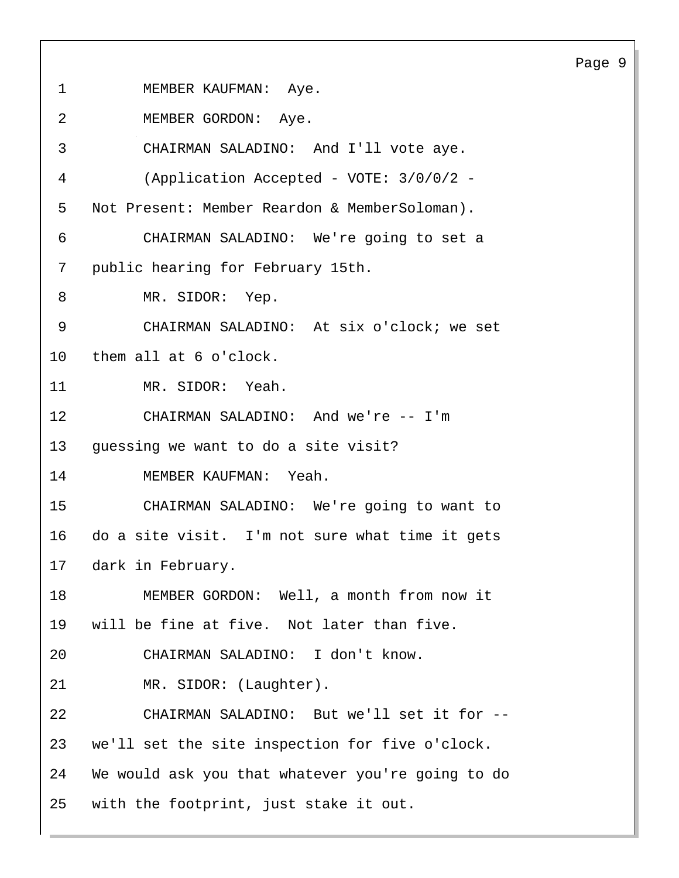MEMBER KAUFMAN: Aye.

MEMBER GORDON: Aye.

CHAIRMAN SALADINO: And I'll vote aye.

(Application Accepted - VOTE: 3/0/0/2 - Not Present: Member Reardon & MemberSoloman).

CHAIRMAN SALADINO: We're going to set a public hearing for February 15th.

MR. SIDOR: Yep.

CHAIRMAN SALADINO: At six o'clock; we set them all at 6 o'clock.

MR. SIDOR: Yeah.

CHAIRMAN SALADINO: And we're -- I'm guessing we want to do a site visit?

MEMBER KAUFMAN: Yeah.

CHAIRMAN SALADINO: We're going to want to do a site visit. I'm not sure what time it gets dark in February.

MEMBER GORDON: Well, a month from now it will be fine at five. Not later than five.

CHAIRMAN SALADINO: I don't know.

MR. SIDOR: (Laughter).

CHAIRMAN SALADINO: But we'll set it for -- we'll set the site inspection for five o'clock. We would ask you that whatever you're going to do with the footprint, just stake it out.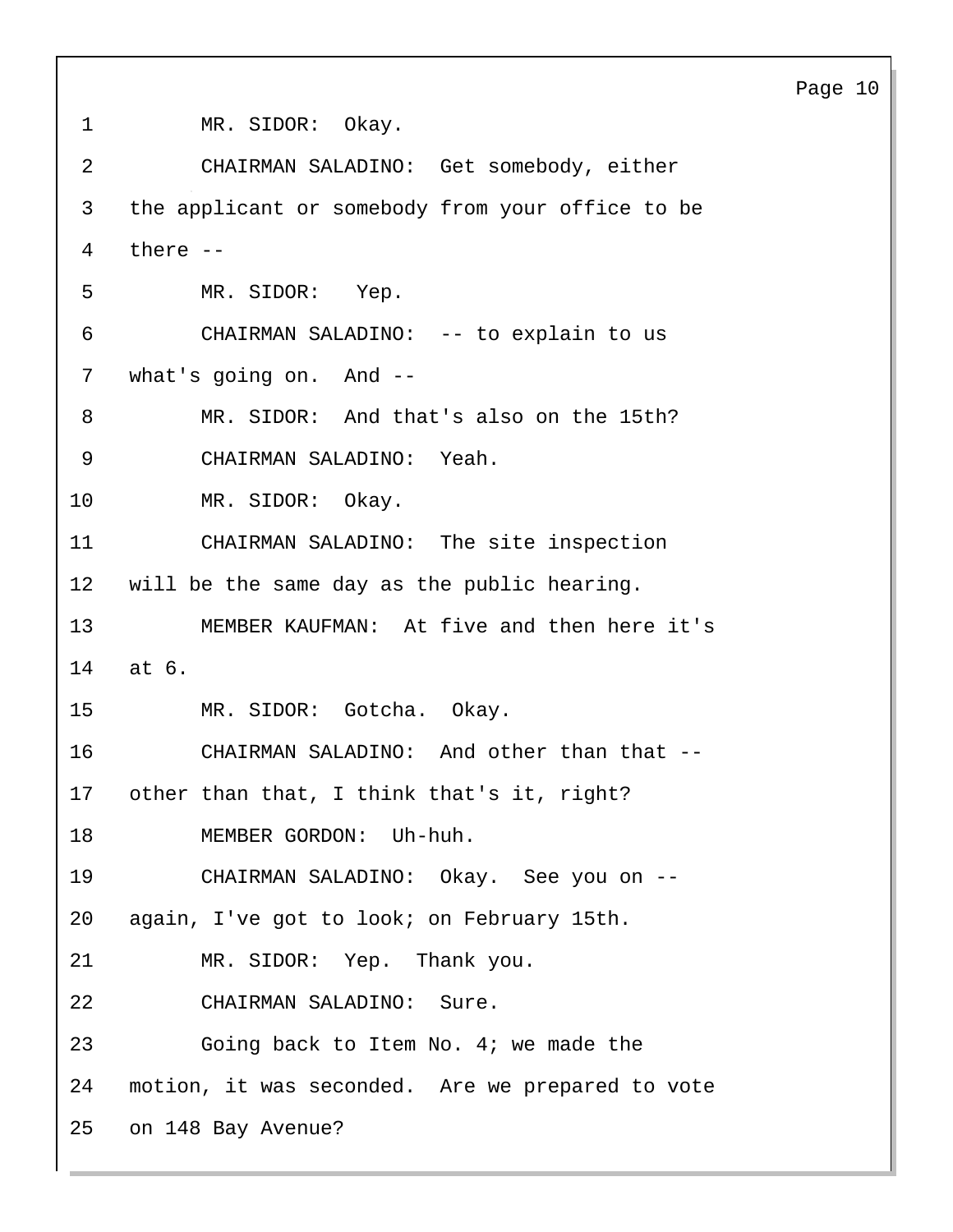MR. SIDOR: Okay.

CHAIRMAN SALADINO: Get somebody, either the applicant or somebody from your office to be there --

MR. SIDOR: Yep.

CHAIRMAN SALADINO: -- to explain to us what's going on. And --

MR. SIDOR: And that's also on the 15th?

CHAIRMAN SALADINO: Yeah.

MR. SIDOR: Okay.

CHAIRMAN SALADINO: The site inspection will be the same day as the public hearing.

MEMBER KAUFMAN: At five and then here it's at 6.

MR. SIDOR: Gotcha. Okay.

CHAIRMAN SALADINO: And other than that -- other than that, I think that's it, right?

MEMBER GORDON: Uh-huh.

CHAIRMAN SALADINO: Okay. See you on -- again, I've got to look; on February 15th.

MR. SIDOR: Yep. Thank you.

CHAIRMAN SALADINO: Sure.

Going back to Item No. 4; we made the motion, it was seconded. Are we prepared to vote on 148 Bay Avenue?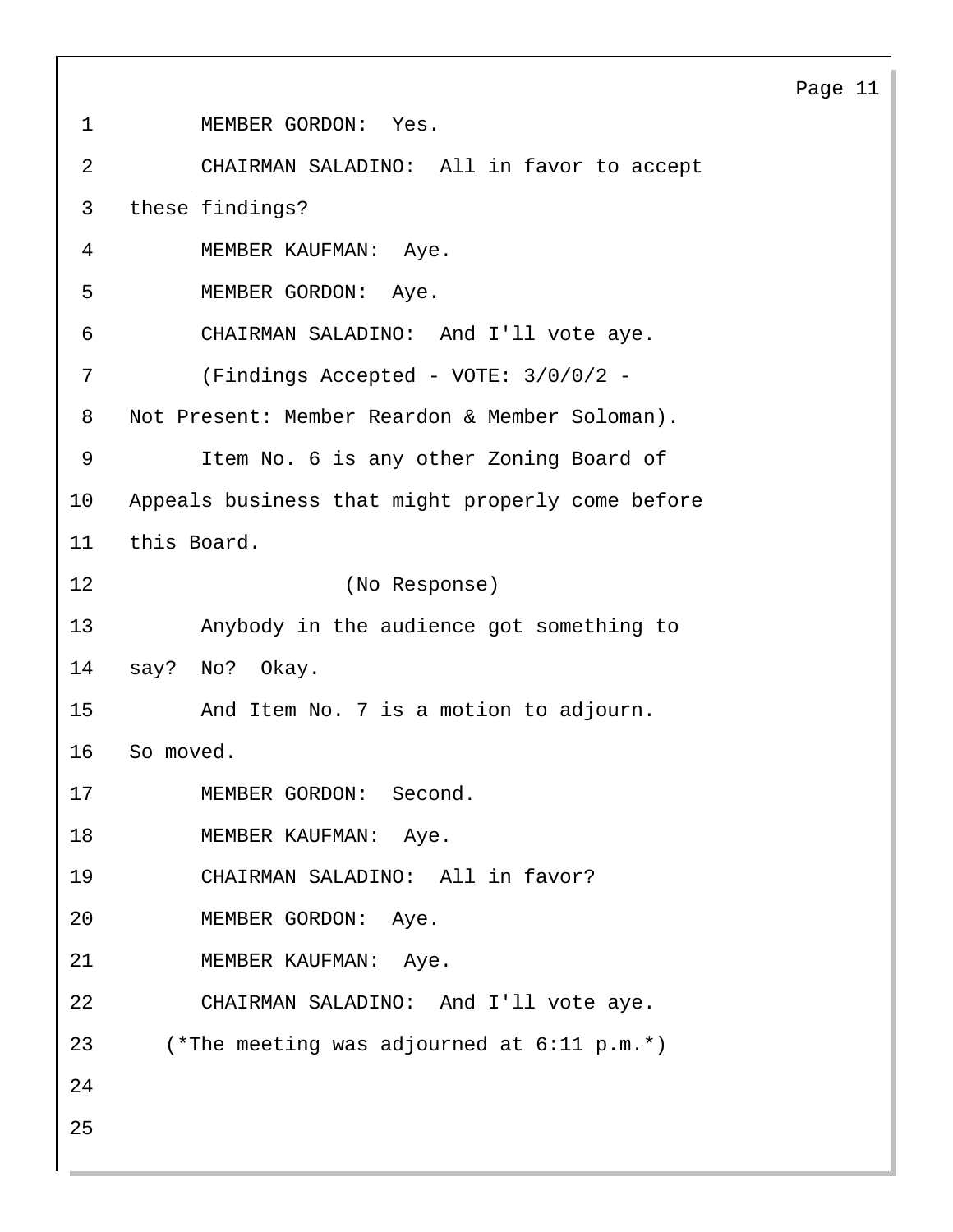MEMBER GORDON: Yes.

CHAIRMAN SALADINO: All in favor to accept these findings?

MEMBER KAUFMAN: Aye.

MEMBER GORDON: Aye.

CHAIRMAN SALADINO: And I'll vote aye.

(Findings Accepted - VOTE: 3/0/0/2 - Not Present: Member Reardon & Member Soloman).

Item No. 6 is any other Zoning Board of Appeals business that might properly come before this Board.

(No Response)

Anybody in the audience got something to say? No? Okay.

And Item No. 7 is a motion to adjourn. So moved.

MEMBER GORDON: Second.

MEMBER KAUFMAN: Aye.

CHAIRMAN SALADINO: All in favor?

MEMBER GORDON: Aye.

MEMBER KAUFMAN: Aye.

CHAIRMAN SALADINO: And I'll vote aye.

(*The meeting was adjourned at 6:11 p.m.*)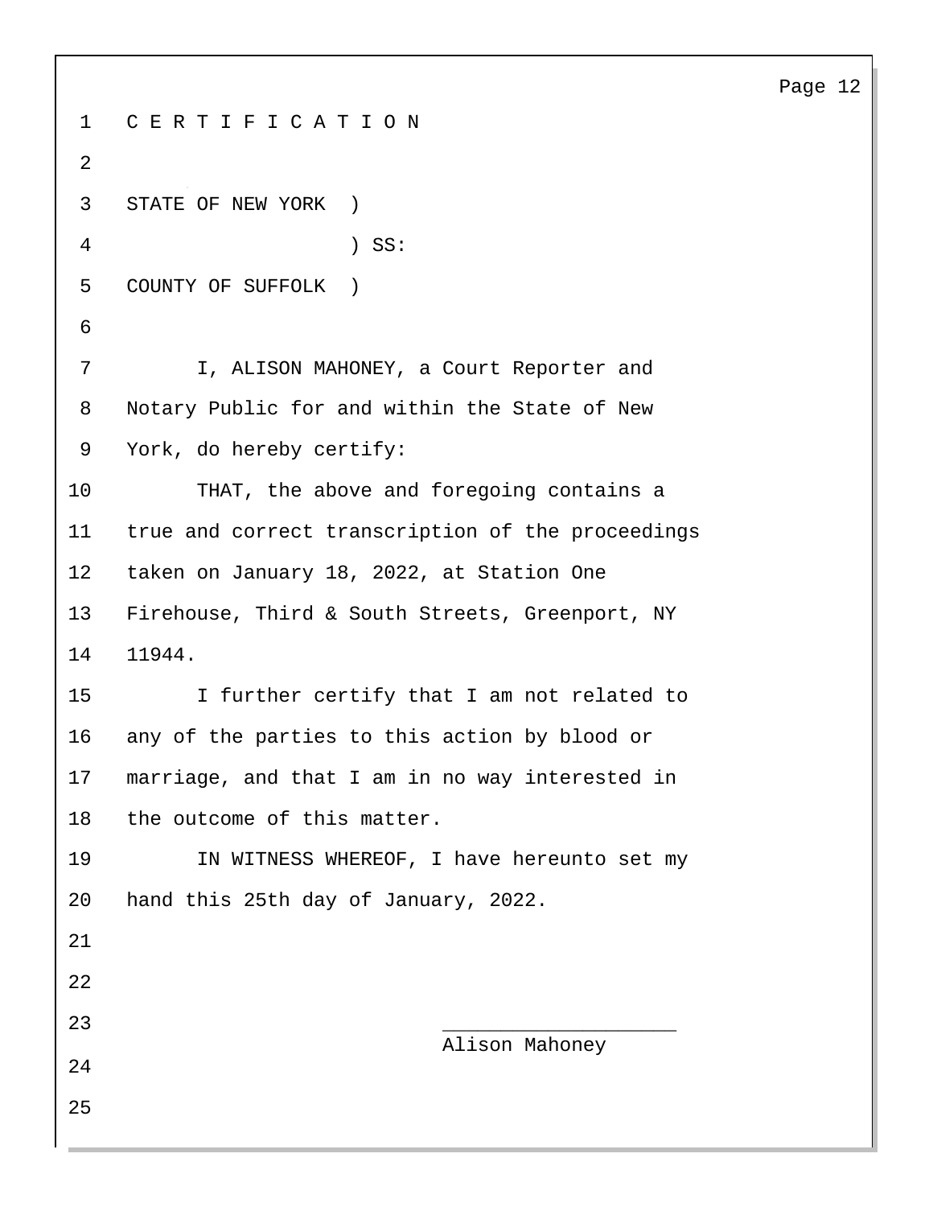# C E R T I F I C A T I O N

STATE OF NEW YORK )
) SS:
COUNTY OF SUFFOLK )

I, ALISON MAHONEY, a Court Reporter and Notary Public for and within the State of New York, do hereby certify:

THAT, the above and foregoing contains a true and correct transcription of the proceedings taken on January 18, 2022, at Station One Firehouse, Third & South Streets, Greenport, NY 11944.

I further certify that I am not related to any of the parties to this action by blood or marriage, and that I am in no way interested in the outcome of this matter.

IN WITNESS WHEREOF, I have hereunto set my hand this 25th day of January, 2022.

\_\_\_\_\_\_\_\_\_\_\_\_\_\_\_\_\_\_\_\_

Alison Mahoney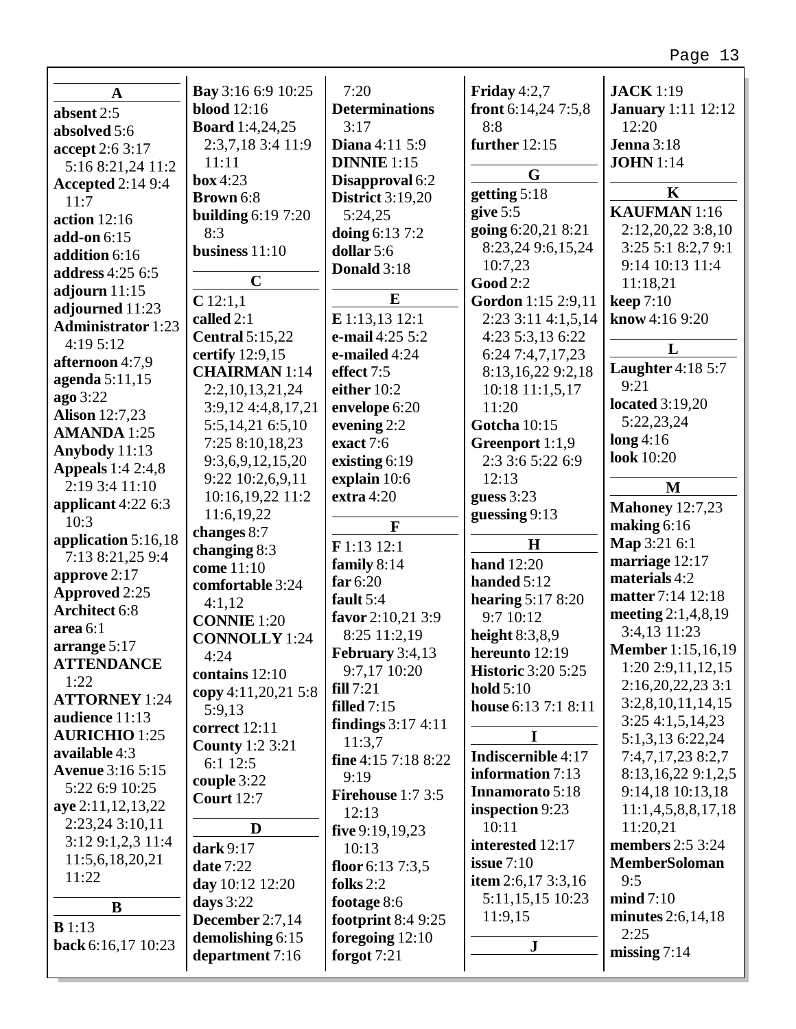**A**

**absent** 2:5
**absolved** 5:6
**accept** 2:6 3:17 5:16 8:21,24 11:2
**Accepted** 2:14 9:4 11:7
**action** 12:16
**add-on** 6:15
**addition** 6:16
**address** 4:25 6:5
**adjourn** 11:15
**adjourned** 11:23
**Administrator** 1:23 4:19 5:12
**afternoon** 4:7,9
**agenda** 5:11,15
**ago** 3:22
**Alison** 12:7,23
**AMANDA** 1:25
**Anybody** 11:13
**Appeals** 1:4 2:4,8 2:19 3:4 11:10
**applicant** 4:22 6:3 10:3
**application** 5:16,18 7:13 8:21,25 9:4
**approve** 2:17
**Approved** 2:25
**Architect** 6:8
**area** 6:1
**arrange** 5:17
**ATTENDANCE** 1:22
**ATTORNEY** 1:24
**audience** 11:13
**AURICHIO** 1:25
**available** 4:3
**Avenue** 3:16 5:15 5:22 6:9 10:25
**aye** 2:11,12,13,22 2:23,24 3:10,11 3:12 9:1,2,3 11:4 11:5,6,18,20,21 11:22

**B**

**B** 1:13
**back** 6:16,17 10:23
**Bay** 3:16 6:9 10:25
**blood** 12:16
**Board** 1:4,24,25 2:3,7,18 3:4 11:9 11:11
**box** 4:23
**Brown** 6:8
**building** 6:19 7:20 8:3
**business** 11:10

**C**

**C** 12:1,1
**called** 2:1
**Central** 5:15,22
**certify** 12:9,15
**CHAIRMAN** 1:14 2:2,10,13,21,24 3:9,12 4:4,8,17,21 5:5,14,21 6:5,10 7:25 8:10,18,23 9:3,6,9,12,15,20 9:22 10:2,6,9,11 10:16,19,22 11:2 11:6,19,22
**changes** 8:7
**changing** 8:3
**come** 11:10
**comfortable** 3:24 4:1,12
**CONNIE** 1:20
**CONNOLLY** 1:24 4:24
**contains** 12:10
**copy** 4:11,20,21 5:8 5:9,13
**correct** 12:11
**County** 1:2 3:21 6:1 12:5
**couple** 3:22
**Court** 12:7

**D**

**dark** 9:17
**date** 7:22
**day** 10:12 12:20
**days** 3:22
**December** 2:7,14
**demolishing** 6:15
**department** 7:16 7:20
**Determinations** 3:17
**Diana** 4:11 5:9
**DINNIE** 1:15
**Disapproval** 6:2
**District** 3:19,20 5:24,25
**doing** 6:13 7:2
**dollar** 5:6
**Donald** 3:18

**E**

**E** 1:13,13 12:1
**e-mail** 4:25 5:2
**e-mailed** 4:24
**effect** 7:5
**either** 10:2
**envelope** 6:20
**evening** 2:2
**exact** 7:6
**existing** 6:19
**explain** 10:6
**extra** 4:20

**F**

**F** 1:13 12:1
**family** 8:14
**far** 6:20
**fault** 5:4
**favor** 2:10,21 3:9 8:25 11:2,19
**February** 3:4,13 9:7,17 10:20
**fill** 7:21
**filled** 7:15
**findings** 3:17 4:11 11:3,7
**fine** 4:15 7:18 8:22 9:19
**Firehouse** 1:7 3:5 12:13
**five** 9:19,19,23 10:13
**floor** 6:13 7:3,5
**folks** 2:2
**footage** 8:6
**footprint** 8:4 9:25
**foregoing** 12:10
**forgot** 7:21
**Friday** 4:2,7
**front** 6:14,24 7:5,8 8:8
**further** 12:15

**G**

**getting** 5:18
**give** 5:5
**going** 6:20,21 8:21 8:23,24 9:6,15,24 10:7,23
**Good** 2:2
**Gordon** 1:15 2:9,11 2:23 3:11 4:1,5,14 4:23 5:3,13 6:22 6:24 7:4,7,17,23 8:13,16,22 9:2,18 10:18 11:1,5,17 11:20
**Gotcha** 10:15
**Greenport** 1:1,9 2:3 3:6 5:22 6:9 12:13
**guess** 3:23
**guessing** 9:13

**H**

**hand** 12:20
**handed** 5:12
**hearing** 5:17 8:20 9:7 10:12
**height** 8:3,8,9
**hereunto** 12:19
**Historic** 3:20 5:25
**hold** 5:10
**house** 6:13 7:1 8:11

**I**

**Indiscernible** 4:17
**information** 7:13
**Innamorato** 5:18
**inspection** 9:23 10:11
**interested** 12:17
**issue** 7:10
**item** 2:6,17 3:3,16 5:11,15,15 10:23 11:9,15

**J**

**JACK** 1:19
**January** 1:11 12:12 12:20
**Jenna** 3:18
**JOHN** 1:14

**K**

**KAUFMAN** 1:16 2:12,20,22 3:8,10 3:25 5:1 8:2,7 9:1 9:14 10:13 11:4 11:18,21
**keep** 7:10
**know** 4:16 9:20

**L**

**Laughter** 4:18 5:7 9:21
**located** 3:19,20 5:22,23,24
**long** 4:16
**look** 10:20

**M**

**Mahoney** 12:7,23
**making** 6:16
**Map** 3:21 6:1
**marriage** 12:17
**materials** 4:2
**matter** 7:14 12:18
**meeting** 2:1,4,8,19 3:4,13 11:23
**Member** 1:15,16,19 1:20 2:9,11,12,15 2:16,20,22,23 3:1 3:2,8,10,11,14,15 3:25 4:1,5,14,23 5:1,3,13 6:22,24 7:4,7,17,23 8:2,7 8:13,16,22 9:1,2,5 9:14,18 10:13,18 11:1,4,5,8,8,17,18 11:20,21
**members** 2:5 3:24
**MemberSoloman** 9:5
**mind** 7:10
**minutes** 2:6,14,18 2:25
**missing** 7:14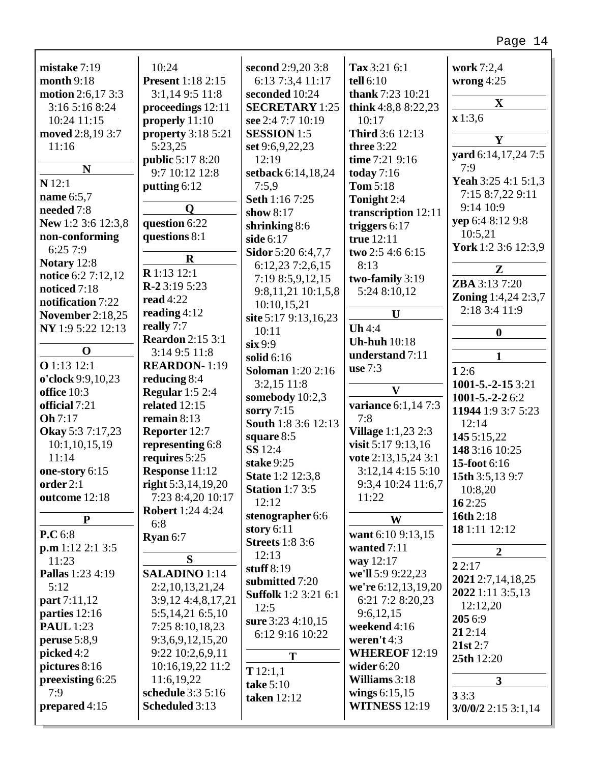**mistake** 7:19
**month** 9:18
**motion** 2:6,17 3:3 3:16 5:16 8:24 10:24 11:15
**moved** 2:8,19 3:7 11:16

**N**

**N** 12:1
**name** 6:5,7
**needed** 7:8
**New** 1:2 3:6 12:3,8
**non-conforming** 6:25 7:9
**Notary** 12:8
**notice** 6:2 7:12,12
**noticed** 7:18
**notification** 7:22
**November** 2:18,25
**NY** 1:9 5:22 12:13

**O**

**O** 1:13 12:1
**o'clock** 9:9,10,23
**office** 10:3
**official** 7:21
**Oh** 7:17
**Okay** 5:3 7:17,23 10:1,10,15,19 11:14
**one-story** 6:15
**order** 2:1
**outcome** 12:18

**P**

**P.C** 6:8
**p.m** 1:12 2:1 3:5 11:23
**Pallas** 1:23 4:19 5:12
**part** 7:11,12
**parties** 12:16
**PAUL** 1:23
**peruse** 5:8,9
**picked** 4:2
**pictures** 8:16
**preexisting** 6:25 7:9
**prepared** 4:15 10:24
**Present** 1:18 2:15 3:1,14 9:5 11:8
**proceedings** 12:11
**properly** 11:10
**property** 3:18 5:21 5:23,25
**public** 5:17 8:20 9:7 10:12 12:8
**putting** 6:12

**Q**

**question** 6:22
**questions** 8:1

**R**

**R** 1:13 12:1
**R-2** 3:19 5:23
**read** 4:22
**reading** 4:12
**really** 7:7
**Reardon** 2:15 3:1 3:14 9:5 11:8
**REARDON-** 1:19
**reducing** 8:4
**Regular** 1:5 2:4
**related** 12:15
**remain** 8:13
**Reporter** 12:7
**representing** 6:8
**requires** 5:25
**Response** 11:12
**right** 5:3,14,19,20 7:23 8:4,20 10:17
**Robert** 1:24 4:24 6:8
**Ryan** 6:7

**S**

**SALADINO** 1:14 2:2,10,13,21,24 3:9,12 4:4,8,17,21 5:5,14,21 6:5,10 7:25 8:10,18,23 9:3,6,9,12,15,20 9:22 10:2,6,9,11 10:16,19,22 11:2 11:6,19,22
**schedule** 3:3 5:16
**Scheduled** 3:13
**second** 2:9,20 3:8 6:13 7:3,4 11:17
**seconded** 10:24
**SECRETARY** 1:25
**see** 2:4 7:7 10:19
**SESSION** 1:5
**set** 9:6,9,22,23 12:19
**setback** 6:14,18,24 7:5,9
**Seth** 1:16 7:25
**show** 8:17
**shrinking** 8:6
**side** 6:17
**Sidor** 5:20 6:4,7,7 6:12,23 7:2,6,15 7:19 8:5,9,12,15 9:8,11,21 10:1,5,8 10:10,15,21
**site** 5:17 9:13,16,23 10:11
**six** 9:9
**solid** 6:16
**Soloman** 1:20 2:16 3:2,15 11:8
**somebody** 10:2,3
**sorry** 7:15
**South** 1:8 3:6 12:13
**square** 8:5
**SS** 12:4
**stake** 9:25
**State** 1:2 12:3,8
**Station** 1:7 3:5 12:12
**stenographer** 6:6
**story** 6:11
**Streets** 1:8 3:6 12:13
**stuff** 8:19
**submitted** 7:20
**Suffolk** 1:2 3:21 6:1 12:5
**sure** 3:23 4:10,15 6:12 9:16 10:22

**T**

**T** 12:1,1
**take** 5:10
**taken** 12:12
**Tax** 3:21 6:1
**tell** 6:10
**thank** 7:23 10:21
**think** 4:8,8 8:22,23 10:17
**Third** 3:6 12:13
**three** 3:22
**time** 7:21 9:16
**today** 7:16
**Tom** 5:18
**Tonight** 2:4
**transcription** 12:11
**triggers** 6:17
**true** 12:11
**two** 2:5 4:6 6:15 8:13
**two-family** 3:19 5:24 8:10,12

**U**

**Uh** 4:4
**Uh-huh** 10:18
**understand** 7:11
**use** 7:3

**V**

**variance** 6:1,14 7:3 7:8
**Village** 1:1,23 2:3
**visit** 5:17 9:13,16
**vote** 2:13,15,24 3:1 3:12,14 4:15 5:10 9:3,4 10:24 11:6,7 11:22

**W**

**want** 6:10 9:13,15
**wanted** 7:11
**way** 12:17
**we'll** 5:9 9:22,23
**we're** 6:12,13,19,20 6:21 7:2 8:20,23 9:6,12,15
**weekend** 4:16
**weren't** 4:3
**WHEREOF** 12:19
**wider** 6:20
**Williams** 3:18
**wings** 6:15,15
**WITNESS** 12:19
**work** 7:2,4
**wrong** 4:25

**X**

**x** 1:3,6

**Y**

**yard** 6:14,17,24 7:5 7:9
**Yeah** 3:25 4:1 5:1,3 7:15 8:7,22 9:11 9:14 10:9
**yep** 6:4 8:12 9:8 10:5,21
**York** 1:2 3:6 12:3,9

**Z**

**ZBA** 3:13 7:20
**Zoning** 1:4,24 2:3,7 2:18 3:4 11:9

**0**

**1**

**1** 2:6
**1001-5.-2-15** 3:21
**1001-5.-2-2** 6:2
**11944** 1:9 3:7 5:23 12:14
**145** 5:15,22
**148** 3:16 10:25
**15-foot** 6:16
**15th** 3:5,13 9:7 10:8,20
**16** 2:25
**16th** 2:18
**18** 1:11 12:12

**2**

**2** 2:17
**2021** 2:7,14,18,25
**2022** 1:11 3:5,13 12:12,20
**205** 6:9
**21** 2:14
**21st** 2:7
**25th** 12:20

**3**

**3** 3:3
**3/0/0/2** 2:15 3:1,14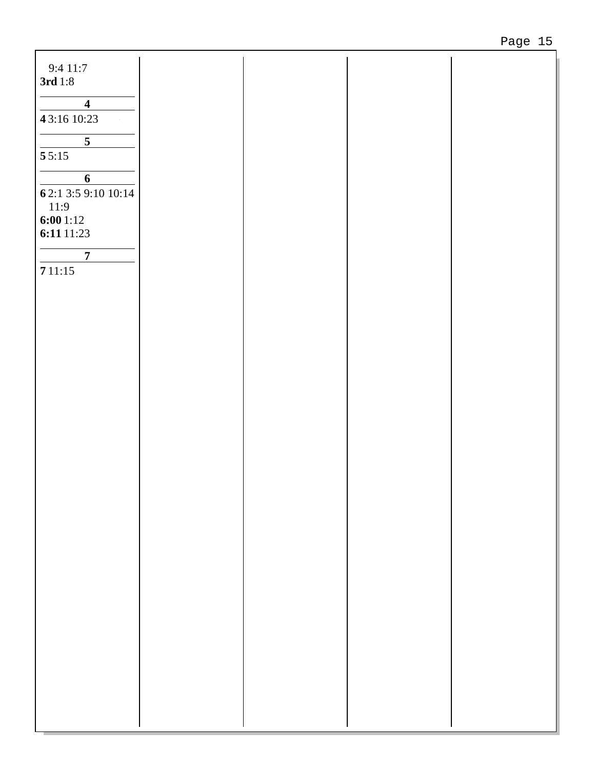9:4 11:7
**3rd** 1:8

**4**

**4** 3:16 10:23

**5**

**5** 5:15

**6**

**6** 2:1 3:5 9:10 10:14 11:9
**6:00** 1:12
**6:11** 11:23

**7**

**7** 11:15